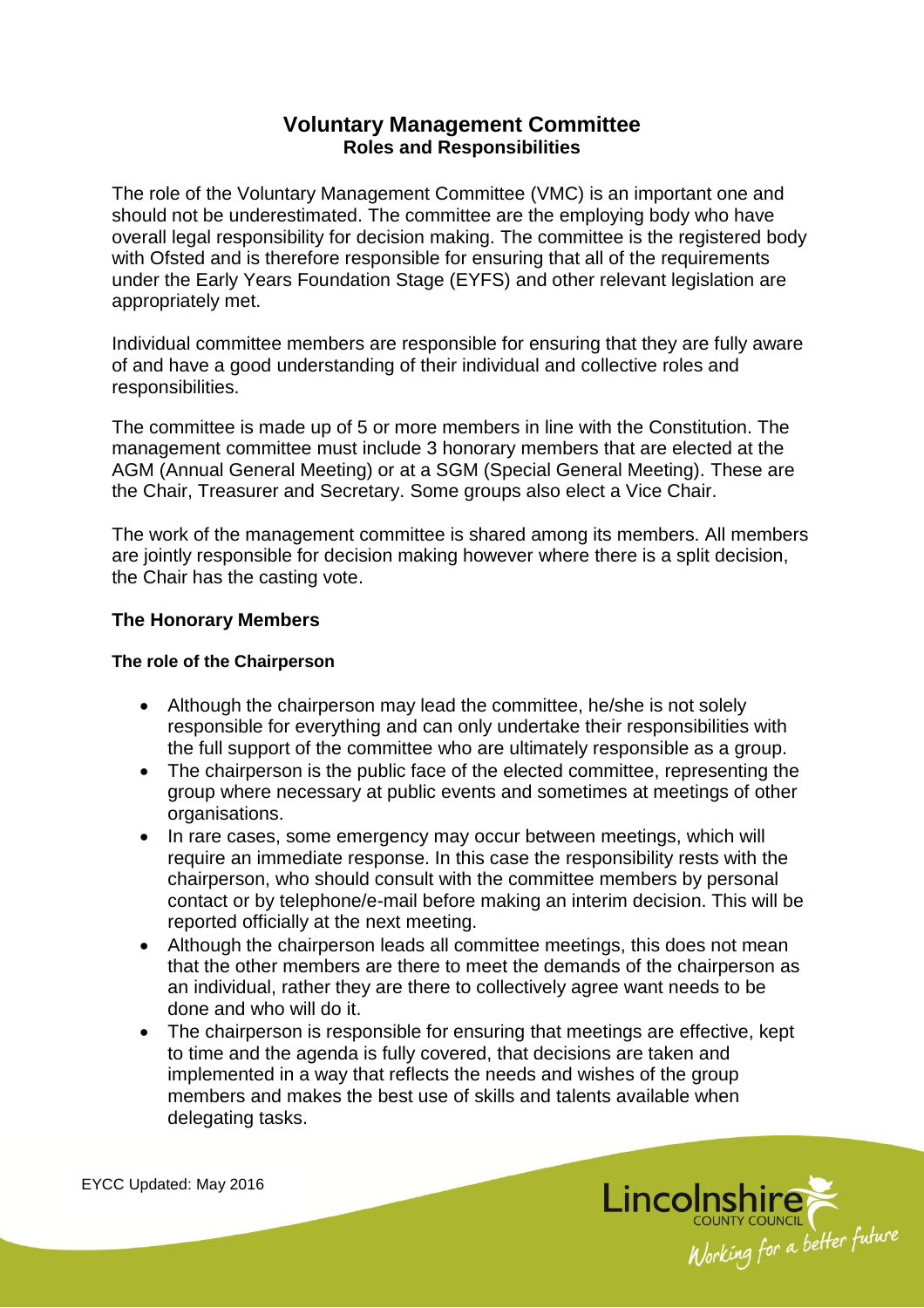# Voluntary Management Committee

## Roles and Responsibilities

The role of the Voluntary Management Committee (VMC) is an important one and should not be underestimated. The committee are the employing body who have overall legal responsibility for decision making. The committee is the registered body with Ofsted and is therefore responsible for ensuring that all of the requirements under the Early Years Foundation Stage (EYFS) and other relevant legislation are appropriately met.

Individual committee members are responsible for ensuring that they are fully aware of and have a good understanding of their individual and collective roles and responsibilities.

The committee is made up of 5 or more members in line with the Constitution. The management committee must include 3 honorary members that are elected at the AGM (Annual General Meeting) or at a SGM (Special General Meeting). These are the Chair, Treasurer and Secretary. Some groups also elect a Vice Chair.

The work of the management committee is shared among its members. All members are jointly responsible for decision making however where there is a split decision, the Chair has the casting vote.

### The Honorary Members

#### The role of the Chairperson

- Although the chairperson may lead the committee, he/she is not solely responsible for everything and can only undertake their responsibilities with the full support of the committee who are ultimately responsible as a group.
- The chairperson is the public face of the elected committee, representing the group where necessary at public events and sometimes at meetings of other organisations.
- In rare cases, some emergency may occur between meetings, which will require an immediate response. In this case the responsibility rests with the chairperson, who should consult with the committee members by personal contact or by telephone/e-mail before making an interim decision. This will be reported officially at the next meeting.
- Although the chairperson leads all committee meetings, this does not mean that the other members are there to meet the demands of the chairperson as an individual, rather they are there to collectively agree want needs to be done and who will do it.
- The chairperson is responsible for ensuring that meetings are effective, kept to time and the agenda is fully covered, that decisions are taken and implemented in a way that reflects the needs and wishes of the group members and makes the best use of skills and talents available when delegating tasks.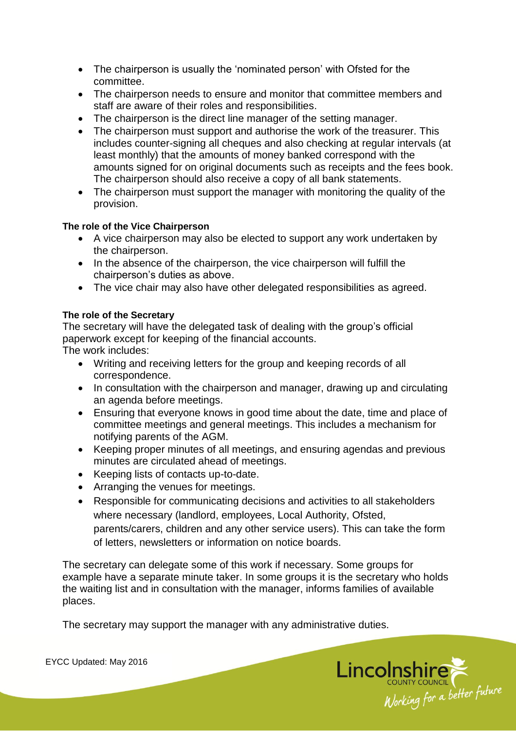- The chairperson is usually the 'nominated person' with Ofsted for the committee.
- The chairperson needs to ensure and monitor that committee members and staff are aware of their roles and responsibilities.
- The chairperson is the direct line manager of the setting manager.
- The chairperson must support and authorise the work of the treasurer. This includes counter-signing all cheques and also checking at regular intervals (at least monthly) that the amounts of money banked correspond with the amounts signed for on original documents such as receipts and the fees book. The chairperson should also receive a copy of all bank statements.
- The chairperson must support the manager with monitoring the quality of the provision.

**The role of the Vice Chairperson**

- A vice chairperson may also be elected to support any work undertaken by the chairperson.
- In the absence of the chairperson, the vice chairperson will fulfill the chairperson's duties as above.
- The vice chair may also have other delegated responsibilities as agreed.

**The role of the Secretary**

The secretary will have the delegated task of dealing with the group's official paperwork except for keeping of the financial accounts.
The work includes:

- Writing and receiving letters for the group and keeping records of all correspondence.
- In consultation with the chairperson and manager, drawing up and circulating an agenda before meetings.
- Ensuring that everyone knows in good time about the date, time and place of committee meetings and general meetings. This includes a mechanism for notifying parents of the AGM.
- Keeping proper minutes of all meetings, and ensuring agendas and previous minutes are circulated ahead of meetings.
- Keeping lists of contacts up-to-date.
- Arranging the venues for meetings.
- Responsible for communicating decisions and activities to all stakeholders where necessary (landlord, employees, Local Authority, Ofsted, parents/carers, children and any other service users). This can take the form of letters, newsletters or information on notice boards.

The secretary can delegate some of this work if necessary. Some groups for example have a separate minute taker. In some groups it is the secretary who holds the waiting list and in consultation with the manager, informs families of available places.

The secretary may support the manager with any administrative duties.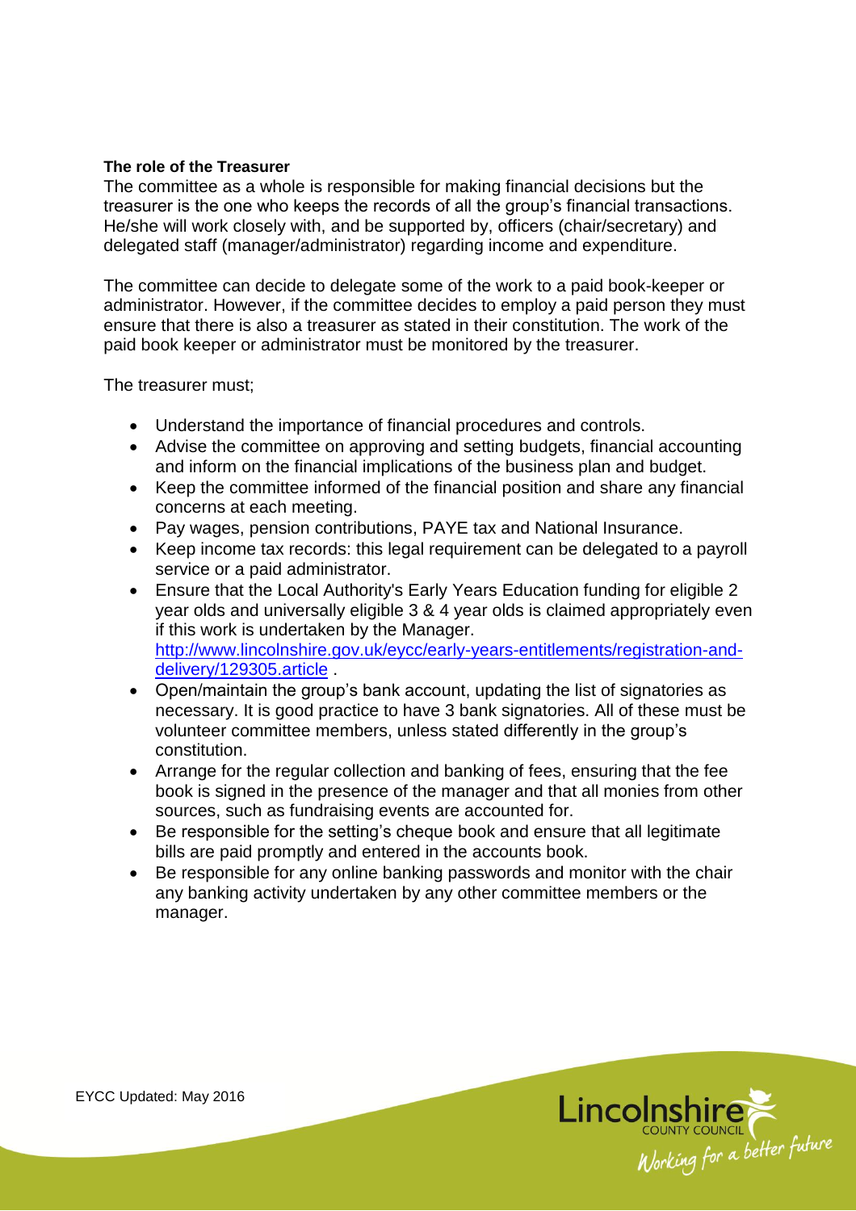**The role of the Treasurer**

The committee as a whole is responsible for making financial decisions but the treasurer is the one who keeps the records of all the group's financial transactions. He/she will work closely with, and be supported by, officers (chair/secretary) and delegated staff (manager/administrator) regarding income and expenditure.

The committee can decide to delegate some of the work to a paid book-keeper or administrator. However, if the committee decides to employ a paid person they must ensure that there is also a treasurer as stated in their constitution. The work of the paid book keeper or administrator must be monitored by the treasurer.

The treasurer must;

- Understand the importance of financial procedures and controls.
- Advise the committee on approving and setting budgets, financial accounting and inform on the financial implications of the business plan and budget.
- Keep the committee informed of the financial position and share any financial concerns at each meeting.
- Pay wages, pension contributions, PAYE tax and National Insurance.
- Keep income tax records: this legal requirement can be delegated to a payroll service or a paid administrator.
- Ensure that the Local Authority's Early Years Education funding for eligible 2 year olds and universally eligible 3 & 4 year olds is claimed appropriately even if this work is undertaken by the Manager. [http://www.lincolnshire.gov.uk/eycc/early-years-entitlements/registration-and-delivery/129305.article](http://www.lincolnshire.gov.uk/eycc/early-years-entitlements/registration-and-delivery/129305.article) .
- Open/maintain the group's bank account, updating the list of signatories as necessary. It is good practice to have 3 bank signatories. All of these must be volunteer committee members, unless stated differently in the group's constitution.
- Arrange for the regular collection and banking of fees, ensuring that the fee book is signed in the presence of the manager and that all monies from other sources, such as fundraising events are accounted for.
- Be responsible for the setting's cheque book and ensure that all legitimate bills are paid promptly and entered in the accounts book.
- Be responsible for any online banking passwords and monitor with the chair any banking activity undertaken by any other committee members or the manager.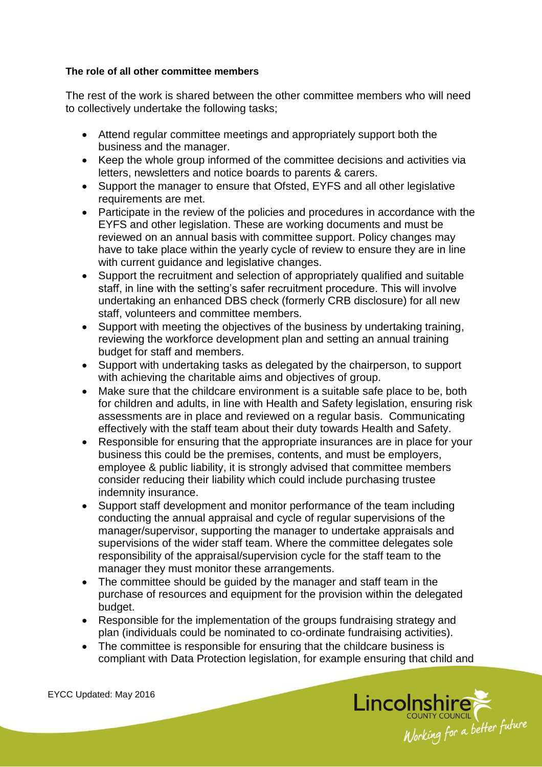**The role of all other committee members**

The rest of the work is shared between the other committee members who will need to collectively undertake the following tasks;

- Attend regular committee meetings and appropriately support both the business and the manager.
- Keep the whole group informed of the committee decisions and activities via letters, newsletters and notice boards to parents & carers.
- Support the manager to ensure that Ofsted, EYFS and all other legislative requirements are met.
- Participate in the review of the policies and procedures in accordance with the EYFS and other legislation. These are working documents and must be reviewed on an annual basis with committee support. Policy changes may have to take place within the yearly cycle of review to ensure they are in line with current guidance and legislative changes.
- Support the recruitment and selection of appropriately qualified and suitable staff, in line with the setting's safer recruitment procedure. This will involve undertaking an enhanced DBS check (formerly CRB disclosure) for all new staff, volunteers and committee members.
- Support with meeting the objectives of the business by undertaking training, reviewing the workforce development plan and setting an annual training budget for staff and members.
- Support with undertaking tasks as delegated by the chairperson, to support with achieving the charitable aims and objectives of group.
- Make sure that the childcare environment is a suitable safe place to be, both for children and adults, in line with Health and Safety legislation, ensuring risk assessments are in place and reviewed on a regular basis. Communicating effectively with the staff team about their duty towards Health and Safety.
- Responsible for ensuring that the appropriate insurances are in place for your business this could be the premises, contents, and must be employers, employee & public liability, it is strongly advised that committee members consider reducing their liability which could include purchasing trustee indemnity insurance.
- Support staff development and monitor performance of the team including conducting the annual appraisal and cycle of regular supervisions of the manager/supervisor, supporting the manager to undertake appraisals and supervisions of the wider staff team. Where the committee delegates sole responsibility of the appraisal/supervision cycle for the staff team to the manager they must monitor these arrangements.
- The committee should be guided by the manager and staff team in the purchase of resources and equipment for the provision within the delegated budget.
- Responsible for the implementation of the groups fundraising strategy and plan (individuals could be nominated to co-ordinate fundraising activities).
- The committee is responsible for ensuring that the childcare business is compliant with Data Protection legislation, for example ensuring that child and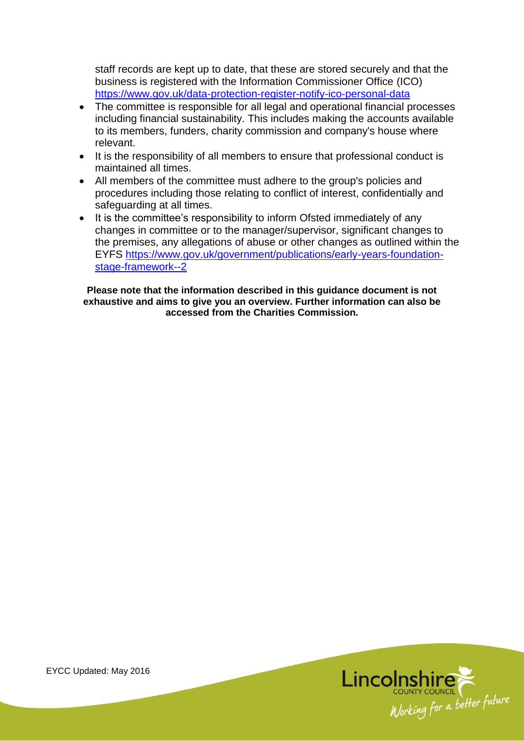staff records are kept up to date, that these are stored securely and that the business is registered with the Information Commissioner Office (ICO) https://www.gov.uk/data-protection-register-notify-ico-personal-data

- The committee is responsible for all legal and operational financial processes including financial sustainability. This includes making the accounts available to its members, funders, charity commission and company's house where relevant.
- It is the responsibility of all members to ensure that professional conduct is maintained all times.
- All members of the committee must adhere to the group's policies and procedures including those relating to conflict of interest, confidentially and safeguarding at all times.
- It is the committee's responsibility to inform Ofsted immediately of any changes in committee or to the manager/supervisor, significant changes to the premises, any allegations of abuse or other changes as outlined within the EYFS https://www.gov.uk/government/publications/early-years-foundation-stage-framework--2

**Please note that the information described in this guidance document is not exhaustive and aims to give you an overview. Further information can also be accessed from the Charities Commission.**

EYCC Updated: May 2016